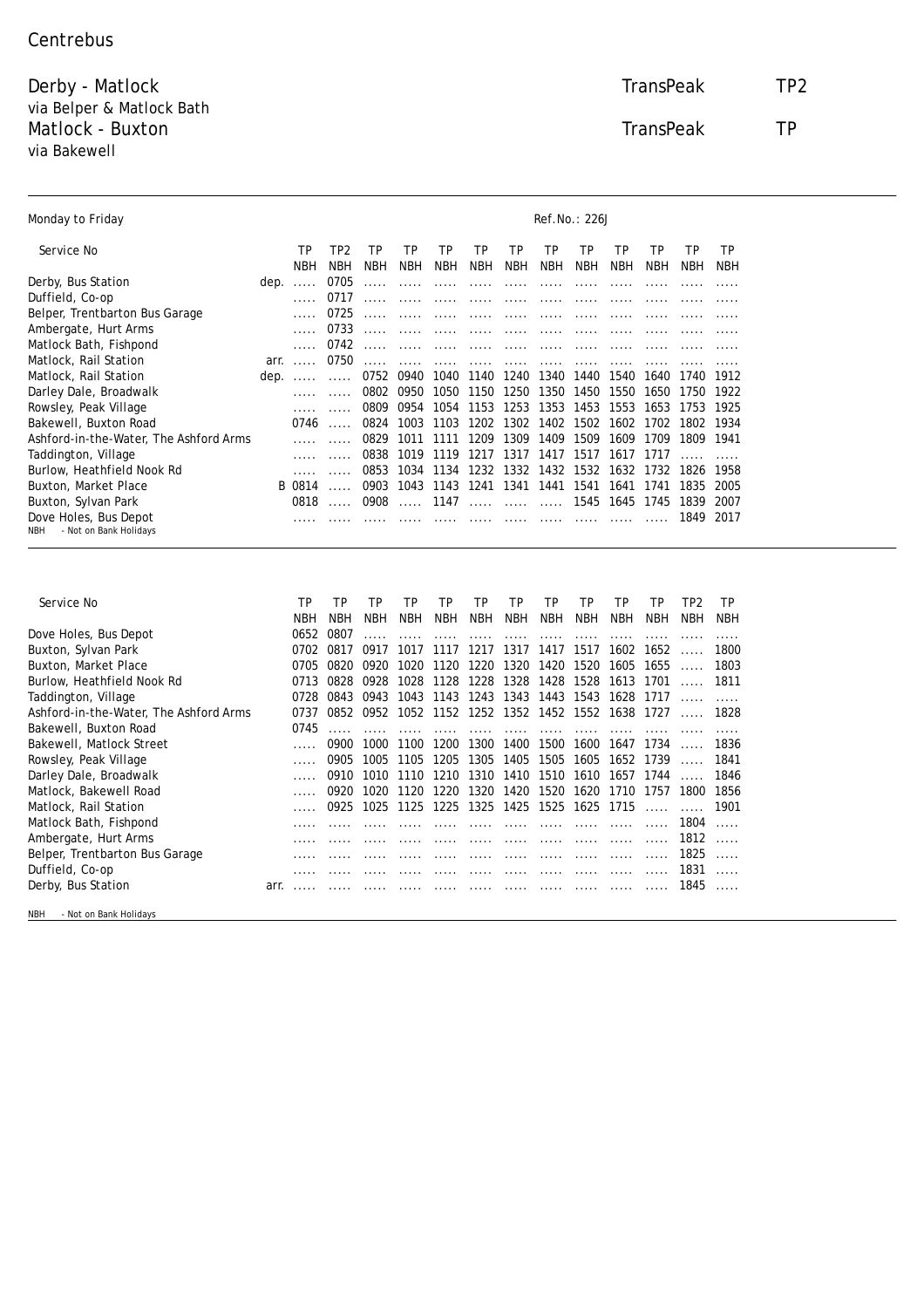Centrebus

## Derby - Matlock — TransPeak — TP2
via Belper & Matlock Bath

## Matlock - Buxton — TransPeak — TP
via Bakewell

Monday to Friday — Ref.No.: 226J

| Service No | | TP | TP2 | TP | TP | TP | TP | TP | TP | TP | TP | TP | TP | TP |
|---|---|---|---|---|---|---|---|---|---|---|---|---|---|---|
| | | NBH | NBH | NBH | NBH | NBH | NBH | NBH | NBH | NBH | NBH | NBH | NBH | NBH |
| Derby, Bus Station | dep. | ..... | 0705 | ..... | ..... | ..... | ..... | ..... | ..... | ..... | ..... | ..... | ..... | ..... |
| Duffield, Co-op | | ..... | 0717 | ..... | ..... | ..... | ..... | ..... | ..... | ..... | ..... | ..... | ..... | ..... |
| Belper, Trentbarton Bus Garage | | ..... | 0725 | ..... | ..... | ..... | ..... | ..... | ..... | ..... | ..... | ..... | ..... | ..... |
| Ambergate, Hurt Arms | | ..... | 0733 | ..... | ..... | ..... | ..... | ..... | ..... | ..... | ..... | ..... | ..... | ..... |
| Matlock Bath, Fishpond | | ..... | 0742 | ..... | ..... | ..... | ..... | ..... | ..... | ..... | ..... | ..... | ..... | ..... |
| Matlock, Rail Station | arr. | ..... | 0750 | ..... | ..... | ..... | ..... | ..... | ..... | ..... | ..... | ..... | ..... | ..... |
| Matlock, Rail Station | dep. | ..... | ..... | 0752 | 0940 | 1040 | 1140 | 1240 | 1340 | 1440 | 1540 | 1640 | 1740 | 1912 |
| Darley Dale, Broadwalk | | ..... | ..... | 0802 | 0950 | 1050 | 1150 | 1250 | 1350 | 1450 | 1550 | 1650 | 1750 | 1922 |
| Rowsley, Peak Village | | ..... | ..... | 0809 | 0954 | 1054 | 1153 | 1253 | 1353 | 1453 | 1553 | 1653 | 1753 | 1925 |
| Bakewell, Buxton Road | | 0746 | ..... | 0824 | 1003 | 1103 | 1202 | 1302 | 1402 | 1502 | 1602 | 1702 | 1802 | 1934 |
| Ashford-in-the-Water, The Ashford Arms | | ..... | ..... | 0829 | 1011 | 1111 | 1209 | 1309 | 1409 | 1509 | 1609 | 1709 | 1809 | 1941 |
| Taddington, Village | | ..... | ..... | 0838 | 1019 | 1119 | 1217 | 1317 | 1417 | 1517 | 1617 | 1717 | ..... | ..... |
| Burlow, Heathfield Nook Rd | | ..... | ..... | 0853 | 1034 | 1134 | 1232 | 1332 | 1432 | 1532 | 1632 | 1732 | 1826 | 1958 |
| Buxton, Market Place | | B 0814 | ..... | 0903 | 1043 | 1143 | 1241 | 1341 | 1441 | 1541 | 1641 | 1741 | 1835 | 2005 |
| Buxton, Sylvan Park | | 0818 | ..... | 0908 | ..... | 1147 | ..... | ..... | ..... | 1545 | 1645 | 1745 | 1839 | 2007 |
| Dove Holes, Bus Depot | | ..... | ..... | ..... | ..... | ..... | ..... | ..... | ..... | ..... | ..... | ..... | 1849 | 2017 |

NBH - Not on Bank Holidays

| Service No | | TP | TP | TP | TP | TP | TP | TP | TP | TP | TP | TP | TP2 | TP |
|---|---|---|---|---|---|---|---|---|---|---|---|---|---|---|
| | | NBH | NBH | NBH | NBH | NBH | NBH | NBH | NBH | NBH | NBH | NBH | NBH | NBH |
| Dove Holes, Bus Depot | | 0652 | 0807 | ..... | ..... | ..... | ..... | ..... | ..... | ..... | ..... | ..... | ..... | ..... |
| Buxton, Sylvan Park | | 0702 | 0817 | 0917 | 1017 | 1117 | 1217 | 1317 | 1417 | 1517 | 1602 | 1652 | ..... | 1800 |
| Buxton, Market Place | | 0705 | 0820 | 0920 | 1020 | 1120 | 1220 | 1320 | 1420 | 1520 | 1605 | 1655 | ..... | 1803 |
| Burlow, Heathfield Nook Rd | | 0713 | 0828 | 0928 | 1028 | 1128 | 1228 | 1328 | 1428 | 1528 | 1613 | 1701 | ..... | 1811 |
| Taddington, Village | | 0728 | 0843 | 0943 | 1043 | 1143 | 1243 | 1343 | 1443 | 1543 | 1628 | 1717 | ..... | ..... |
| Ashford-in-the-Water, The Ashford Arms | | 0737 | 0852 | 0952 | 1052 | 1152 | 1252 | 1352 | 1452 | 1552 | 1638 | 1727 | ..... | 1828 |
| Bakewell, Buxton Road | | 0745 | ..... | ..... | ..... | ..... | ..... | ..... | ..... | ..... | ..... | ..... | ..... | ..... |
| Bakewell, Matlock Street | | ..... | 0900 | 1000 | 1100 | 1200 | 1300 | 1400 | 1500 | 1600 | 1647 | 1734 | ..... | 1836 |
| Rowsley, Peak Village | | ..... | 0905 | 1005 | 1105 | 1205 | 1305 | 1405 | 1505 | 1605 | 1652 | 1739 | ..... | 1841 |
| Darley Dale, Broadwalk | | ..... | 0910 | 1010 | 1110 | 1210 | 1310 | 1410 | 1510 | 1610 | 1657 | 1744 | ..... | 1846 |
| Matlock, Bakewell Road | | ..... | 0920 | 1020 | 1120 | 1220 | 1320 | 1420 | 1520 | 1620 | 1710 | 1757 | 1800 | 1856 |
| Matlock, Rail Station | | ..... | 0925 | 1025 | 1125 | 1225 | 1325 | 1425 | 1525 | 1625 | 1715 | ..... | ..... | 1901 |
| Matlock Bath, Fishpond | | ..... | ..... | ..... | ..... | ..... | ..... | ..... | ..... | ..... | ..... | ..... | 1804 | ..... |
| Ambergate, Hurt Arms | | ..... | ..... | ..... | ..... | ..... | ..... | ..... | ..... | ..... | ..... | ..... | 1812 | ..... |
| Belper, Trentbarton Bus Garage | | ..... | ..... | ..... | ..... | ..... | ..... | ..... | ..... | ..... | ..... | ..... | 1825 | ..... |
| Duffield, Co-op | | ..... | ..... | ..... | ..... | ..... | ..... | ..... | ..... | ..... | ..... | ..... | 1831 | ..... |
| Derby, Bus Station | arr. | ..... | ..... | ..... | ..... | ..... | ..... | ..... | ..... | ..... | ..... | ..... | 1845 | ..... |

NBH - Not on Bank Holidays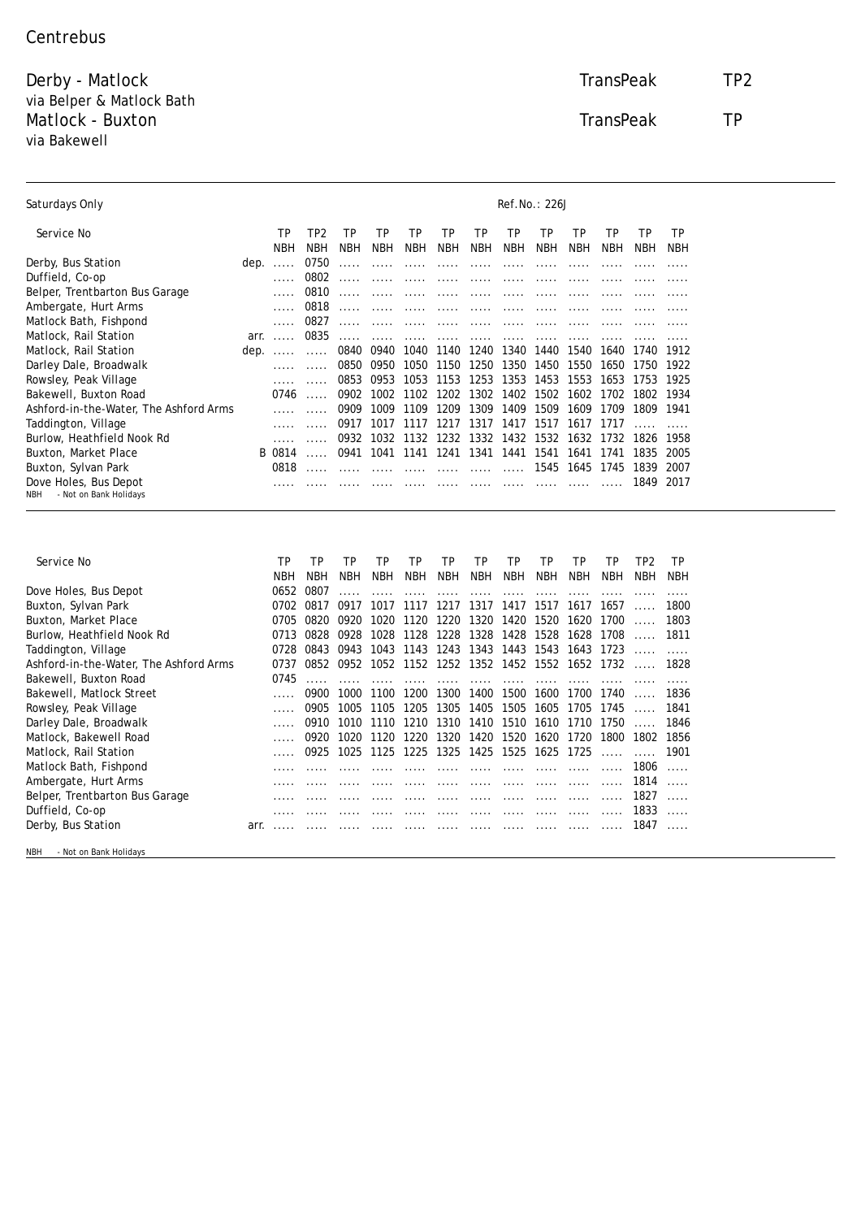Centrebus

Derby - Matlock via Belper & Matlock Bath — TransPeak — TP2

Matlock - Buxton via Bakewell — TransPeak — TP

Saturdays Only

Ref.No.: 226J

| Service No | | TP | TP2 | TP | TP | TP | TP | TP | TP | TP | TP | TP | TP | TP |
|---|---|---|---|---|---|---|---|---|---|---|---|---|---|---|
| | | NBH | NBH | NBH | NBH | NBH | NBH | NBH | NBH | NBH | NBH | NBH | NBH | NBH |
| Derby, Bus Station | dep. | ..... | 0750 | ..... | ..... | ..... | ..... | ..... | ..... | ..... | ..... | ..... | ..... | ..... |
| Duffield, Co-op | | ..... | 0802 | ..... | ..... | ..... | ..... | ..... | ..... | ..... | ..... | ..... | ..... | ..... |
| Belper, Trentbarton Bus Garage | | ..... | 0810 | ..... | ..... | ..... | ..... | ..... | ..... | ..... | ..... | ..... | ..... | ..... |
| Ambergate, Hurt Arms | | ..... | 0818 | ..... | ..... | ..... | ..... | ..... | ..... | ..... | ..... | ..... | ..... | ..... |
| Matlock Bath, Fishpond | | ..... | 0827 | ..... | ..... | ..... | ..... | ..... | ..... | ..... | ..... | ..... | ..... | ..... |
| Matlock, Rail Station | arr. | ..... | 0835 | ..... | ..... | ..... | ..... | ..... | ..... | ..... | ..... | ..... | ..... | ..... |
| Matlock, Rail Station | dep. | ..... | ..... | 0840 | 0940 | 1040 | 1140 | 1240 | 1340 | 1440 | 1540 | 1640 | 1740 | 1912 |
| Darley Dale, Broadwalk | | ..... | ..... | 0850 | 0950 | 1050 | 1150 | 1250 | 1350 | 1450 | 1550 | 1650 | 1750 | 1922 |
| Rowsley, Peak Village | | ..... | ..... | 0853 | 0953 | 1053 | 1153 | 1253 | 1353 | 1453 | 1553 | 1653 | 1753 | 1925 |
| Bakewell, Buxton Road | | 0746 | ..... | 0902 | 1002 | 1102 | 1202 | 1302 | 1402 | 1502 | 1602 | 1702 | 1802 | 1934 |
| Ashford-in-the-Water, The Ashford Arms | | ..... | ..... | 0909 | 1009 | 1109 | 1209 | 1309 | 1409 | 1509 | 1609 | 1709 | 1809 | 1941 |
| Taddington, Village | | ..... | ..... | 0917 | 1017 | 1117 | 1217 | 1317 | 1417 | 1517 | 1617 | 1717 | ..... | ..... |
| Burlow, Heathfield Nook Rd | | ..... | ..... | 0932 | 1032 | 1132 | 1232 | 1332 | 1432 | 1532 | 1632 | 1732 | 1826 | 1958 |
| Buxton, Market Place | | B 0814 | ..... | 0941 | 1041 | 1141 | 1241 | 1341 | 1441 | 1541 | 1641 | 1741 | 1835 | 2005 |
| Buxton, Sylvan Park | | 0818 | ..... | ..... | ..... | ..... | ..... | ..... | ..... | 1545 | 1645 | 1745 | 1839 | 2007 |
| Dove Holes, Bus Depot | | ..... | ..... | ..... | ..... | ..... | ..... | ..... | ..... | ..... | ..... | ..... | 1849 | 2017 |

NBH - Not on Bank Holidays

| Service No | | TP | TP | TP | TP | TP | TP | TP | TP | TP | TP | TP | TP2 | TP |
|---|---|---|---|---|---|---|---|---|---|---|---|---|---|---|
| | | NBH | NBH | NBH | NBH | NBH | NBH | NBH | NBH | NBH | NBH | NBH | NBH | NBH |
| Dove Holes, Bus Depot | | 0652 | 0807 | ..... | ..... | ..... | ..... | ..... | ..... | ..... | ..... | ..... | ..... | ..... |
| Buxton, Sylvan Park | | 0702 | 0817 | 0917 | 1017 | 1117 | 1217 | 1317 | 1417 | 1517 | 1617 | 1657 | ..... | 1800 |
| Buxton, Market Place | | 0705 | 0820 | 0920 | 1020 | 1120 | 1220 | 1320 | 1420 | 1520 | 1620 | 1700 | ..... | 1803 |
| Burlow, Heathfield Nook Rd | | 0713 | 0828 | 0928 | 1028 | 1128 | 1228 | 1328 | 1428 | 1528 | 1628 | 1708 | ..... | 1811 |
| Taddington, Village | | 0728 | 0843 | 0943 | 1043 | 1143 | 1243 | 1343 | 1443 | 1543 | 1643 | 1723 | ..... | ..... |
| Ashford-in-the-Water, The Ashford Arms | | 0737 | 0852 | 0952 | 1052 | 1152 | 1252 | 1352 | 1452 | 1552 | 1652 | 1732 | ..... | 1828 |
| Bakewell, Buxton Road | | 0745 | ..... | ..... | ..... | ..... | ..... | ..... | ..... | ..... | ..... | ..... | ..... | ..... |
| Bakewell, Matlock Street | | ..... | 0900 | 1000 | 1100 | 1200 | 1300 | 1400 | 1500 | 1600 | 1700 | 1740 | ..... | 1836 |
| Rowsley, Peak Village | | ..... | 0905 | 1005 | 1105 | 1205 | 1305 | 1405 | 1505 | 1605 | 1705 | 1745 | ..... | 1841 |
| Darley Dale, Broadwalk | | ..... | 0910 | 1010 | 1110 | 1210 | 1310 | 1410 | 1510 | 1610 | 1710 | 1750 | ..... | 1846 |
| Matlock, Bakewell Road | | ..... | 0920 | 1020 | 1120 | 1220 | 1320 | 1420 | 1520 | 1620 | 1720 | 1800 | 1802 | 1856 |
| Matlock, Rail Station | | ..... | 0925 | 1025 | 1125 | 1225 | 1325 | 1425 | 1525 | 1625 | 1725 | ..... | ..... | 1901 |
| Matlock Bath, Fishpond | | ..... | ..... | ..... | ..... | ..... | ..... | ..... | ..... | ..... | ..... | ..... | 1806 | ..... |
| Ambergate, Hurt Arms | | ..... | ..... | ..... | ..... | ..... | ..... | ..... | ..... | ..... | ..... | ..... | 1814 | ..... |
| Belper, Trentbarton Bus Garage | | ..... | ..... | ..... | ..... | ..... | ..... | ..... | ..... | ..... | ..... | ..... | 1827 | ..... |
| Duffield, Co-op | | ..... | ..... | ..... | ..... | ..... | ..... | ..... | ..... | ..... | ..... | ..... | 1833 | ..... |
| Derby, Bus Station | arr. | ..... | ..... | ..... | ..... | ..... | ..... | ..... | ..... | ..... | ..... | ..... | 1847 | ..... |

NBH - Not on Bank Holidays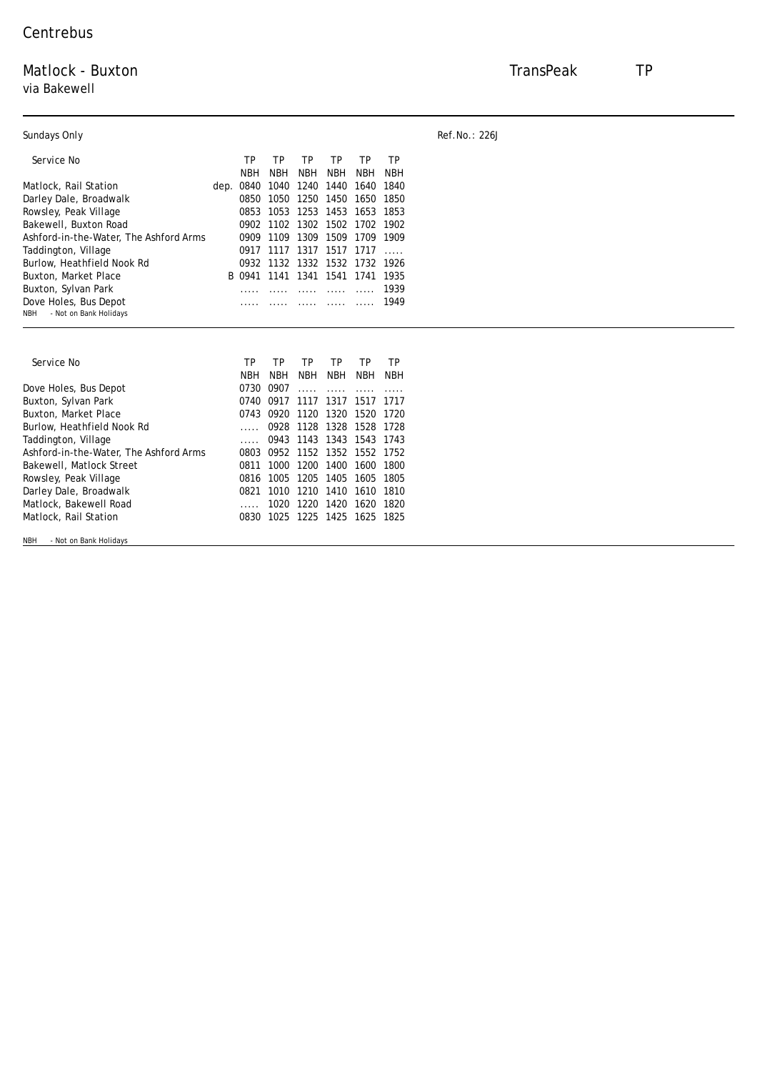Centrebus

Matlock - Buxton
via Bakewell

TransPeak TP

Sundays Only

Ref.No.: 226J

| Service No | | TP | TP | TP | TP | TP | TP |
|---|---|---|---|---|---|---|---|
| | | NBH | NBH | NBH | NBH | NBH | NBH |
| Matlock, Rail Station | dep. | 0840 | 1040 | 1240 | 1440 | 1640 | 1840 |
| Darley Dale, Broadwalk | | 0850 | 1050 | 1250 | 1450 | 1650 | 1850 |
| Rowsley, Peak Village | | 0853 | 1053 | 1253 | 1453 | 1653 | 1853 |
| Bakewell, Buxton Road | | 0902 | 1102 | 1302 | 1502 | 1702 | 1902 |
| Ashford-in-the-Water, The Ashford Arms | | 0909 | 1109 | 1309 | 1509 | 1709 | 1909 |
| Taddington, Village | | 0917 | 1117 | 1317 | 1517 | 1717 | ..... |
| Burlow, Heathfield Nook Rd | | 0932 | 1132 | 1332 | 1532 | 1732 | 1926 |
| Buxton, Market Place | B | 0941 | 1141 | 1341 | 1541 | 1741 | 1935 |
| Buxton, Sylvan Park | | ..... | ..... | ..... | ..... | ..... | 1939 |
| Dove Holes, Bus Depot | | ..... | ..... | ..... | ..... | ..... | 1949 |

NBH - Not on Bank Holidays

| Service No | TP | TP | TP | TP | TP | TP |
|---|---|---|---|---|---|---|
| | NBH | NBH | NBH | NBH | NBH | NBH |
| Dove Holes, Bus Depot | 0730 | 0907 | ..... | ..... | ..... | ..... |
| Buxton, Sylvan Park | 0740 | 0917 | 1117 | 1317 | 1517 | 1717 |
| Buxton, Market Place | 0743 | 0920 | 1120 | 1320 | 1520 | 1720 |
| Burlow, Heathfield Nook Rd | ..... | 0928 | 1128 | 1328 | 1528 | 1728 |
| Taddington, Village | ..... | 0943 | 1143 | 1343 | 1543 | 1743 |
| Ashford-in-the-Water, The Ashford Arms | 0803 | 0952 | 1152 | 1352 | 1552 | 1752 |
| Bakewell, Matlock Street | 0811 | 1000 | 1200 | 1400 | 1600 | 1800 |
| Rowsley, Peak Village | 0816 | 1005 | 1205 | 1405 | 1605 | 1805 |
| Darley Dale, Broadwalk | 0821 | 1010 | 1210 | 1410 | 1610 | 1810 |
| Matlock, Bakewell Road | ..... | 1020 | 1220 | 1420 | 1620 | 1820 |
| Matlock, Rail Station | 0830 | 1025 | 1225 | 1425 | 1625 | 1825 |

NBH - Not on Bank Holidays